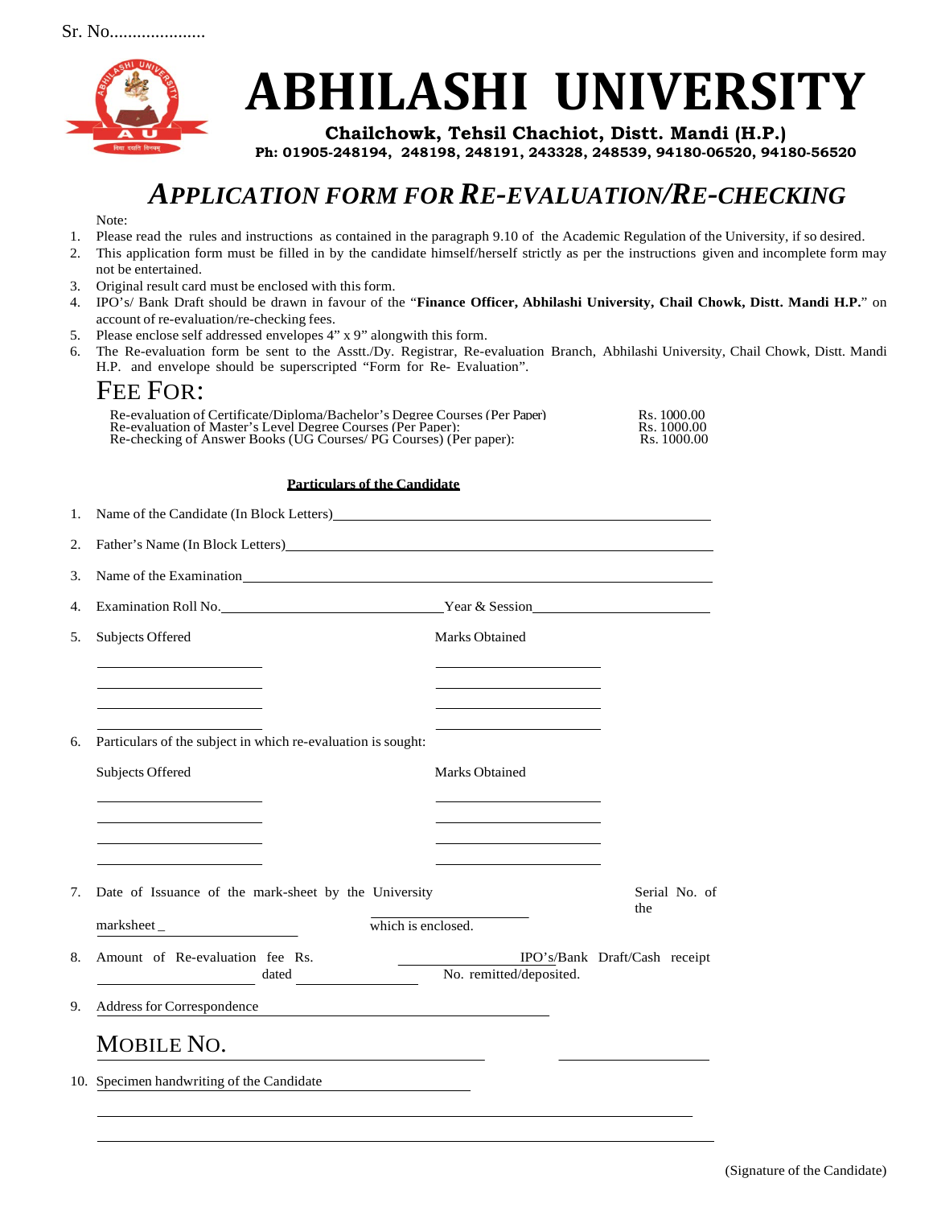Sr. No.....................

# ABHILASHI UNIVERSITY

**Chailchowk, Tehsil Chachiot, Distt. Mandi (H.P.)**

**Ph: 01905-248194, 248198, 248191, 243328, 248539, 94180-06520, 94180-56520**

## *APPLICATION FORM FOR RE-EVALUATION/RE-CHECKING*

Note:

1. Please read the rules and instructions as contained in the paragraph 9.10 of the Academic Regulation of the University, if so desired.
2. This application form must be filled in by the candidate himself/herself strictly as per the instructions given and incomplete form may not be entertained.
3. Original result card must be enclosed with this form.
4. IPO's/ Bank Draft should be drawn in favour of the "**Finance Officer, Abhilashi University, Chail Chowk, Distt. Mandi H.P.**" on account of re-evaluation/re-checking fees.
5. Please enclose self addressed envelopes 4" x 9" alongwith this form.
6. The Re-evaluation form be sent to the Asstt./Dy. Registrar, Re-evaluation Branch, Abhilashi University, Chail Chowk, Distt. Mandi H.P. and envelope should be superscripted "Form for Re- Evaluation".

## FEE FOR:

| | |
|---|---|
| Re-evaluation of Certificate/Diploma/Bachelor's Degree Courses (Per Paper) | Rs. 1000.00 |
| Re-evaluation of Master's Level Degree Courses (Per Paper): | Rs. 1000.00 |
| Re-checking of Answer Books (UG Courses/ PG Courses) (Per paper): | Rs. 1000.00 |

**Particulars of the Candidate**

1. Name of the Candidate (In Block Letters)________________________________________
2. Father's Name (In Block Letters)________________________________________
3. Name of the Examination________________________________________
4. Examination Roll No.______________________ Year & Session____________________
5. Subjects Offered Marks Obtained

   ____________________ ____________________

   ____________________ ____________________

   ____________________ ____________________

   ____________________ ____________________

6. Particulars of the subject in which re-evaluation is sought:

   Subjects Offered Marks Obtained

   ____________________ ____________________

   ____________________ ____________________

   ____________________ ____________________

   ____________________ ____________________

7. Date of Issuance of the mark-sheet by the University ____________________ Serial No. of the marksheet _ ____________________ which is enclosed.
8. Amount of Re-evaluation fee Rs. ____________________ IPO's/Bank Draft/Cash receipt ____________________ dated ____________________ No. remitted/deposited.
9. Address for Correspondence ________________________________________

   MOBILE NO. ________________________________ ____________________

10. Specimen handwriting of the Candidate ________________________________

    ________________________________________________________________

    ________________________________________________________________

(Signature of the Candidate)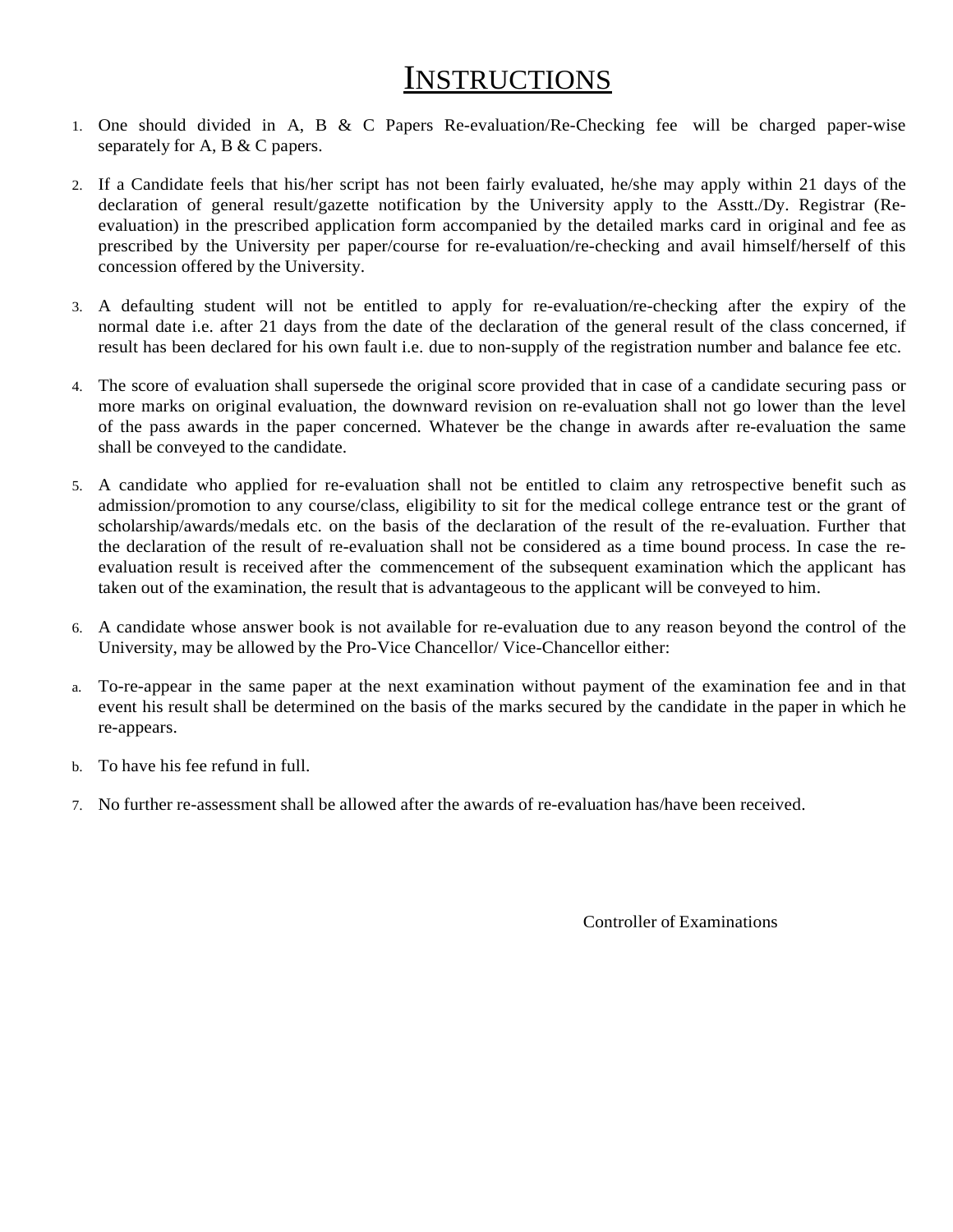# INSTRUCTIONS

1. One should divided in A, B & C Papers Re-evaluation/Re-Checking fee will be charged paper-wise separately for A, B & C papers.

2. If a Candidate feels that his/her script has not been fairly evaluated, he/she may apply within 21 days of the declaration of general result/gazette notification by the University apply to the Asstt./Dy. Registrar (Re-evaluation) in the prescribed application form accompanied by the detailed marks card in original and fee as prescribed by the University per paper/course for re-evaluation/re-checking and avail himself/herself of this concession offered by the University.

3. A defaulting student will not be entitled to apply for re-evaluation/re-checking after the expiry of the normal date i.e. after 21 days from the date of the declaration of the general result of the class concerned, if result has been declared for his own fault i.e. due to non-supply of the registration number and balance fee etc.

4. The score of evaluation shall supersede the original score provided that in case of a candidate securing pass or more marks on original evaluation, the downward revision on re-evaluation shall not go lower than the level of the pass awards in the paper concerned. Whatever be the change in awards after re-evaluation the same shall be conveyed to the candidate.

5. A candidate who applied for re-evaluation shall not be entitled to claim any retrospective benefit such as admission/promotion to any course/class, eligibility to sit for the medical college entrance test or the grant of scholarship/awards/medals etc. on the basis of the declaration of the result of the re-evaluation. Further that the declaration of the result of re-evaluation shall not be considered as a time bound process. In case the re-evaluation result is received after the commencement of the subsequent examination which the applicant has taken out of the examination, the result that is advantageous to the applicant will be conveyed to him.

6. A candidate whose answer book is not available for re-evaluation due to any reason beyond the control of the University, may be allowed by the Pro-Vice Chancellor/ Vice-Chancellor either:

   a. To-re-appear in the same paper at the next examination without payment of the examination fee and in that event his result shall be determined on the basis of the marks secured by the candidate in the paper in which he re-appears.

   b. To have his fee refund in full.

7. No further re-assessment shall be allowed after the awards of re-evaluation has/have been received.

Controller of Examinations